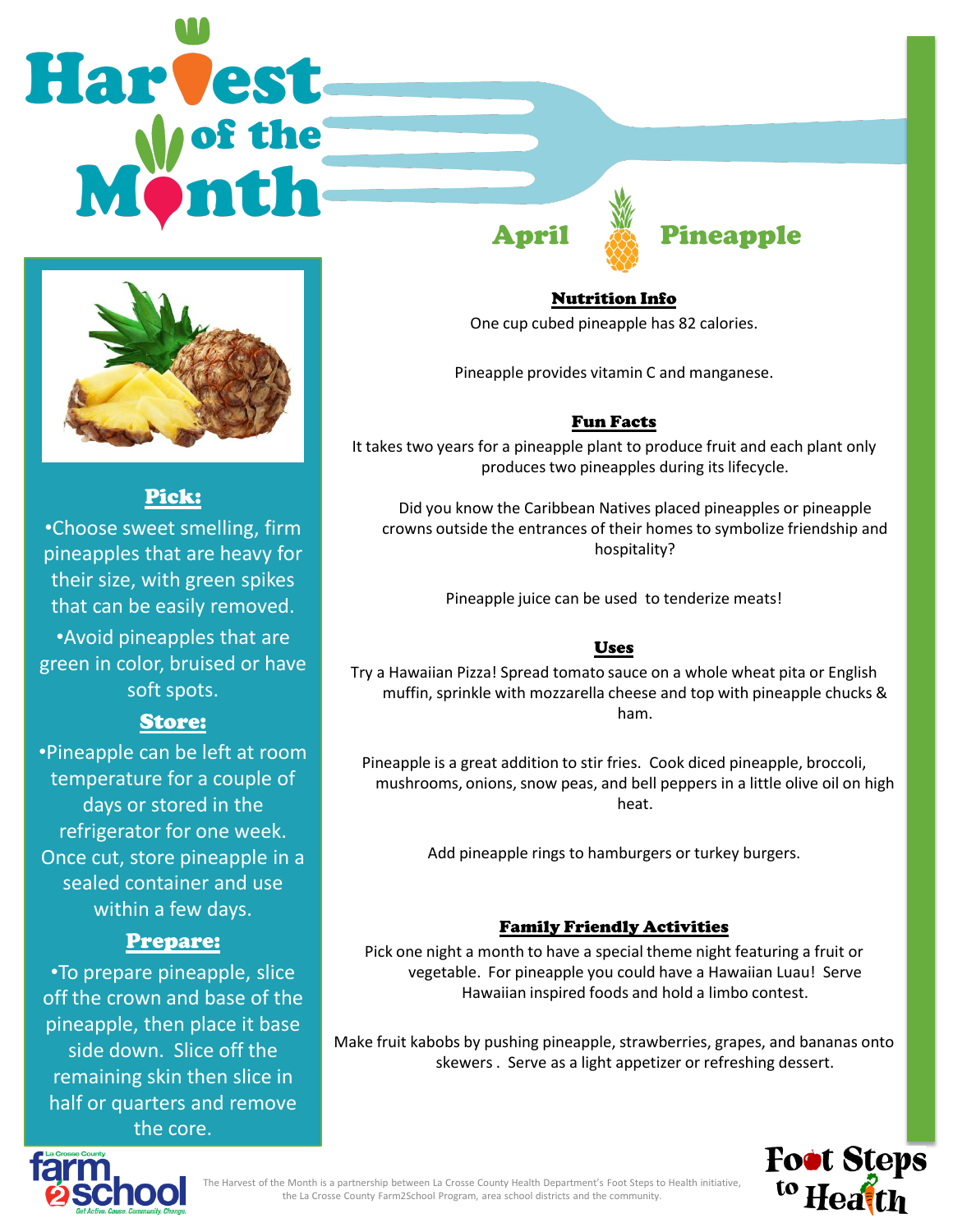# Harvest of the Month

## April — Pineapple

### Pick:

- Choose sweet smelling, firm pineapples that are heavy for their size, with green spikes that can be easily removed.
- Avoid pineapples that are green in color, bruised or have soft spots.

### Store:

- Pineapple can be left at room temperature for a couple of days or stored in the refrigerator for one week. Once cut, store pineapple in a sealed container and use within a few days.

### Prepare:

- To prepare pineapple, slice off the crown and base of the pineapple, then place it base side down. Slice off the remaining skin then slice in half or quarters and remove the core.

### Nutrition Info

One cup cubed pineapple has 82 calories.

Pineapple provides vitamin C and manganese.

### Fun Facts

It takes two years for a pineapple plant to produce fruit and each plant only produces two pineapples during its lifecycle.

Did you know the Caribbean Natives placed pineapples or pineapple crowns outside the entrances of their homes to symbolize friendship and hospitality?

Pineapple juice can be used to tenderize meats!

### Uses

Try a Hawaiian Pizza! Spread tomato sauce on a whole wheat pita or English muffin, sprinkle with mozzarella cheese and top with pineapple chucks & ham.

Pineapple is a great addition to stir fries. Cook diced pineapple, broccoli, mushrooms, onions, snow peas, and bell peppers in a little olive oil on high heat.

Add pineapple rings to hamburgers or turkey burgers.

### Family Friendly Activities

Pick one night a month to have a special theme night featuring a fruit or vegetable. For pineapple you could have a Hawaiian Luau! Serve Hawaiian inspired foods and hold a limbo contest.

Make fruit kabobs by pushing pineapple, strawberries, grapes, and bananas onto skewers . Serve as a light appetizer or refreshing dessert.

The Harvest of the Month is a partnership between La Crosse County Health Department's Foot Steps to Health initiative, the La Crosse County Farm2School Program, area school districts and the community.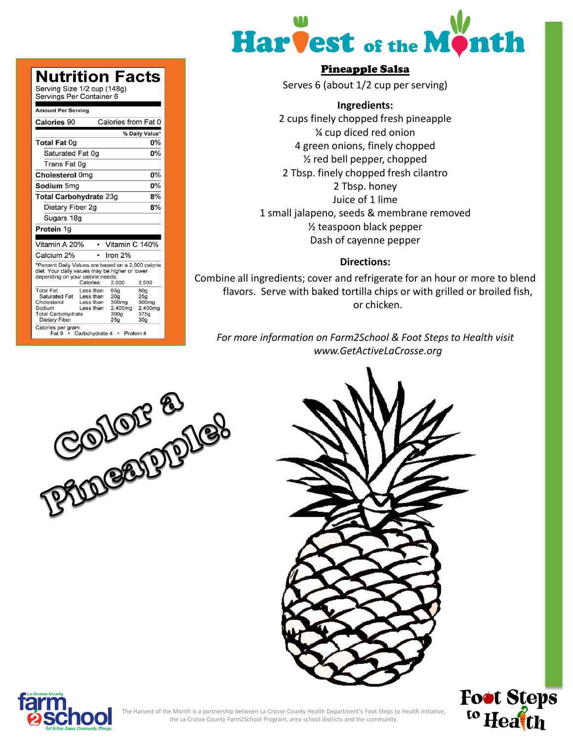# Harvest of the Month

## Pineapple Salsa

Serves 6 (about 1/2 cup per serving)

**Ingredients:**

2 cups finely chopped fresh pineapple
¼ cup diced red onion
4 green onions, finely chopped
½ red bell pepper, chopped
2 Tbsp. finely chopped fresh cilantro
2 Tbsp. honey
Juice of 1 lime
1 small jalapeno, seeds & membrane removed
½ teaspoon black pepper
Dash of cayenne pepper

**Directions:**

Combine all ingredients; cover and refrigerate for an hour or more to blend flavors. Serve with baked tortilla chips or with grilled or broiled fish, or chicken.

*For more information on Farm2School & Foot Steps to Health visit www.GetActiveLaCrosse.org*

## Nutrition Facts

Serving Size 1/2 cup (148g)
Servings Per Container 6

| Amount Per Serving | |
|---|---|
| **Calories** 90 | Calories from Fat 0 |
| | **% Daily Value*** |
| **Total Fat** 0g | 0% |
| Saturated Fat 0g | 0% |
| Trans Fat 0g | |
| **Cholesterol** 0mg | 0% |
| **Sodium** 5mg | 0% |
| **Total Carbohydrate** 23g | 8% |
| Dietary Fiber 2g | 8% |
| Sugars 18g | |
| **Protein** 1g | |

Vitamin A 20% • Vitamin C 140%
Calcium 2% • Iron 2%

*Percent Daily Values are based on a 2,000 calorie diet. Your daily values may be higher or lower depending on your calorie needs:

| | Calories: | 2,000 | 2,500 |
|---|---|---|---|
| Total Fat | Less than | 65g | 80g |
| Saturated Fat | Less than | 20g | 25g |
| Cholesterol | Less than | 300mg | 300mg |
| Sodium | Less than | 2,400mg | 2,400mg |
| Total Carbohydrate | | 300g | 375g |
| Dietary Fiber | | 25g | 30g |

Calories per gram:
Fat 9 • Carbohydrate 4 • Protein 4

**Color a Pineapple!**

The Harvest of the Month is a partnership between La Crosse County Health Department's Foot Steps to Health initiative, the La Crosse County Farm2School Program, area school districts and the community.

La Crosse County farm2school — Get Active. Cause. Community. Change.

Foot Steps to Health